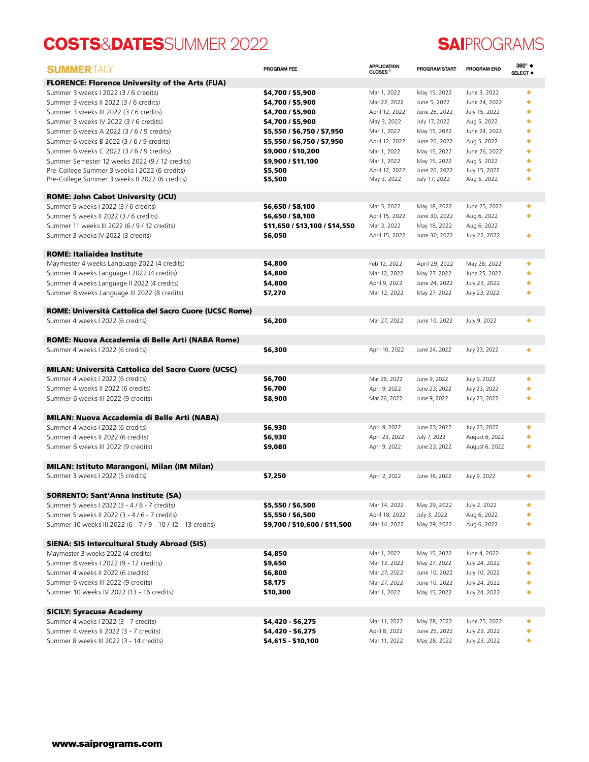# COSTS&DATES SUMMER 2022

## SAIPROGRAMS

| SUMMER ITALY | PROGRAM FEE | APPLICATION CLOSES † | PROGRAM START | PROGRAM END | 360° ◆ SELECT ● |
|---|---|---|---|---|---|
| **FLORENCE: Florence University of the Arts (FUA)** | | | | | |
| Summer 3 weeks I 2022 (3 / 6 credits) | **$4,700 / $5,900** | Mar 1, 2022 | May 15, 2022 | June 3, 2022 | ◆ |
| Summer 3 weeks II 2022 (3 / 6 credits) | **$4,700 / $5,900** | Mar 22, 2022 | June 5, 2022 | June 24, 2022 | ◆ |
| Summer 3 weeks III 2022 (3 / 6 credits) | **$4,700 / $5,900** | April 12, 2022 | June 26, 2022 | July 15, 2022 | ◆ |
| Summer 3 weeks IV 2022 (3 / 6 credits) | **$4,700 / $5,900** | May 3, 2022 | July 17, 2022 | Aug 5, 2022 | ◆ |
| Summer 6 weeks A 2022 (3 / 6 / 9 credits) | **$5,550 / $6,750 / $7,950** | Mar 1, 2022 | May 15, 2022 | June 24, 2022 | ◆ |
| Summer 6 weeks B 2022 (3 / 6 / 9 credits) | **$5,550 / $6,750 / $7,950** | April 12, 2022 | June 26, 2022 | Aug 5, 2022 | ◆ |
| Summer 6 weeks C 2022 (3 / 6 / 9 credits) | **$9,000 / $10,200** | Mar 1, 2022 | May 15, 2022 | June 26, 2022 | ◆ |
| Summer Semester 12 weeks 2022 (9 / 12 credits) | **$9,900 / $11,100** | Mar 1, 2022 | May 15, 2022 | Aug 5, 2022 | ◆ |
| Pre-College Summer 3 weeks I 2022 (6 credits) | **$5,500** | April 12, 2022 | June 26, 2022 | July 15, 2022 | ◆ |
| Pre-College Summer 3 weeks II 2022 (6 credits) | **$5,500** | May 3, 2022 | July 17, 2022 | Aug 5, 2022 | ◆ |
| **ROME: John Cabot University (JCU)** | | | | | |
| Summer 5 weeks I 2022 (3 / 6 credits) | **$6,650 / $8,100** | Mar 3, 2022 | May 18, 2022 | June 25, 2022 | ◆ |
| Summer 5 weeks II 2022 (3 / 6 credits) | **$6,650 / $8,100** | April 15, 2022 | June 30, 2022 | Aug 6, 2022 | ◆ |
| Summer 11 weeks III 2022 (6 / 9 / 12 credits) | **$11,650 / $13,100 / $14,550** | Mar 3, 2022 | May 18, 2022 | Aug 6, 2022 | |
| Summer 3 weeks IV 2022 (3 credits) | **$6,050** | April 15, 2022 | June 30, 2022 | July 22, 2022 | ◆ |
| **ROME: Italiaidea Institute** | | | | | |
| Maymester 4 weeks Language 2022 (4 credits) | **$4,800** | Feb 12, 2022 | April 29, 2022 | May 28, 2022 | ◆ |
| Summer 4 weeks Language I 2022 (4 credits) | **$4,800** | Mar 12, 2022 | May 27, 2022 | June 25, 2022 | ◆ |
| Summer 4 weeks Language II 2022 (4 credits) | **$4,800** | April 9, 2022 | June 24, 2022 | July 23, 2022 | ◆ |
| Summer 8 weeks Language III 2022 (8 credits) | **$7,270** | Mar 12, 2022 | May 27, 2022 | July 23, 2022 | ◆ |
| **ROME: Università Cattolica del Sacro Cuore (UCSC Rome)** | | | | | |
| Summer 4 weeks I 2022 (6 credits) | **$6,200** | Mar 27, 2022 | June 10, 2022 | July 9, 2022 | ◆ |
| **ROME: Nuova Accademia di Belle Arti (NABA Rome)** | | | | | |
| Summer 4 weeks I 2022 (6 credits) | **$6,300** | April 10, 2022 | June 24, 2022 | July 23, 2022 | ◆ |
| **MILAN: Università Cattolica del Sacro Cuore (UCSC)** | | | | | |
| Summer 4 weeks I 2022 (6 credits) | **$6,700** | Mar 26, 2022 | June 9, 2022 | July 9, 2022 | ◆ |
| Summer 4 weeks II 2022 (6 credits) | **$6,700** | April 9, 2022 | June 23, 2022 | July 23, 2022 | ◆ |
| Summer 6 weeks III 2022 (9 credits) | **$8,900** | Mar 26, 2022 | June 9, 2022 | July 23, 2022 | ◆ |
| **MILAN: Nuova Accademia di Belle Arti (NABA)** | | | | | |
| Summer 4 weeks I 2022 (6 credits) | **$6,930** | April 9, 2022 | June 23, 2022 | July 23, 2022 | ◆ |
| Summer 4 weeks II 2022 (6 credits) | **$6,930** | April 23, 2022 | July 7, 2022 | August 6, 2022 | ◆ |
| Summer 6 weeks III 2022 (9 credits) | **$9,080** | April 9, 2022 | June 23, 2022 | August 6, 2022 | ◆ |
| **MILAN: Istituto Marangoni, Milan (IM Milan)** | | | | | |
| Summer 3 weeks I 2022 (5 credits) | **$7,250** | April 2, 2022 | June 16, 2022 | July 9, 2022 | ◆ |
| **SORRENTO: Sant'Anna Institute (SA)** | | | | | |
| Summer 5 weeks I 2022 (3 - 4 / 6 - 7 credits) | **$5,550 / $6,500** | Mar 14, 2022 | May 29, 2022 | July 2, 2022 | ◆ |
| Summer 5 weeks II 2022 (3 - 4 / 6 - 7 credits) | **$5,550 / $6,500** | April 18, 2022 | July 3, 2022 | Aug 6, 2022 | ◆ |
| Summer 10 weeks III 2022 (6 - 7 / 9 - 10 / 12 - 13 credits) | **$9,700 / $10,600 / $11,500** | Mar 14, 2022 | May 29, 2022 | Aug 6, 2022 | ◆ |
| **SIENA: SIS Intercultural Study Abroad (SIS)** | | | | | |
| Maymester 3 weeks 2022 (4 credits) | **$4,850** | Mar 1, 2022 | May 15, 2022 | June 4, 2022 | ◆ |
| Summer 8 weeks I 2022 (9 - 12 credits) | **$9,650** | Mar 13, 2022 | May 27, 2022 | July 24, 2022 | ◆ |
| Summer 4 weeks II 2022 (6 credits) | **$6,800** | Mar 27, 2022 | June 10, 2022 | July 10, 2022 | ◆ |
| Summer 6 weeks III 2022 (9 credits) | **$8,175** | Mar 27, 2022 | June 10, 2022 | July 24, 2022 | ◆ |
| Summer 10 weeks IV 2022 (13 - 16 credits) | **$10,300** | Mar 1, 2022 | May 15, 2022 | July 24, 2022 | ◆ |
| **SICILY: Syracuse Academy** | | | | | |
| Summer 4 weeks I 2022 (3 - 7 credits) | **$4,420 - $6,275** | Mar 11, 2022 | May 28, 2022 | June 25, 2022 | ◆ |
| Summer 4 weeks II 2022 (3 - 7 credits) | **$4,420 - $6,275** | April 8, 2022 | June 25, 2022 | July 23, 2022 | ◆ |
| Summer 8 weeks III 2022 (3 - 14 credits) | **$4,615 - $10,100** | Mar 11, 2022 | May 28, 2022 | July 23, 2022 | ◆ |

**www.saiprograms.com**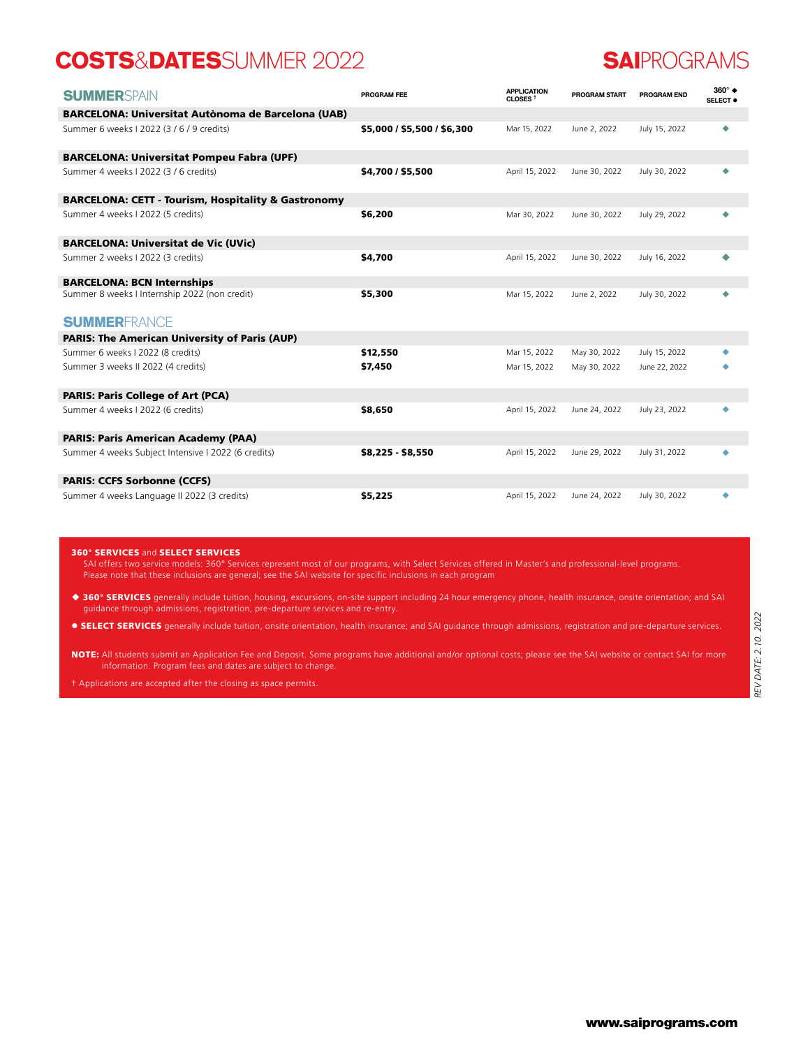# COSTS&DATES SUMMER 2022

**SAI PROGRAMS**

## SUMMER SPAIN

| | PROGRAM FEE | APPLICATION CLOSES † | PROGRAM START | PROGRAM END | 360° ◆ SELECT ● |
|---|---|---|---|---|---|
| **BARCELONA: Universitat Autònoma de Barcelona (UAB)** | | | | | |
| Summer 6 weeks I 2022 (3 / 6 / 9 credits) | **$5,000 / $5,500 / $6,300** | Mar 15, 2022 | June 2, 2022 | July 15, 2022 | ◆ |
| **BARCELONA: Universitat Pompeu Fabra (UPF)** | | | | | |
| Summer 4 weeks I 2022 (3 / 6 credits) | **$4,700 / $5,500** | April 15, 2022 | June 30, 2022 | July 30, 2022 | ◆ |
| **BARCELONA: CETT - Tourism, Hospitality & Gastronomy** | | | | | |
| Summer 4 weeks I 2022 (5 credits) | **$6,200** | Mar 30, 2022 | June 30, 2022 | July 29, 2022 | ◆ |
| **BARCELONA: Universitat de Vic (UVic)** | | | | | |
| Summer 2 weeks I 2022 (3 credits) | **$4,700** | April 15, 2022 | June 30, 2022 | July 16, 2022 | ◆ |
| **BARCELONA: BCN Internships** | | | | | |
| Summer 8 weeks I Internship 2022 (non credit) | **$5,300** | Mar 15, 2022 | June 2, 2022 | July 30, 2022 | ◆ |

## SUMMER FRANCE

| | PROGRAM FEE | APPLICATION CLOSES † | PROGRAM START | PROGRAM END | 360° ◆ SELECT ● |
|---|---|---|---|---|---|
| **PARIS: The American University of Paris (AUP)** | | | | | |
| Summer 6 weeks I 2022 (8 credits) | **$12,550** | Mar 15, 2022 | May 30, 2022 | July 15, 2022 | ◆ |
| Summer 3 weeks II 2022 (4 credits) | **$7,450** | Mar 15, 2022 | May 30, 2022 | June 22, 2022 | ◆ |
| **PARIS: Paris College of Art (PCA)** | | | | | |
| Summer 4 weeks I 2022 (6 credits) | **$8,650** | April 15, 2022 | June 24, 2022 | July 23, 2022 | ◆ |
| **PARIS: Paris American Academy (PAA)** | | | | | |
| Summer 4 weeks Subject Intensive I 2022 (6 credits) | **$8,225 - $8,550** | April 15, 2022 | June 29, 2022 | July 31, 2022 | ◆ |
| **PARIS: CCFS Sorbonne (CCFS)** | | | | | |
| Summer 4 weeks Language II 2022 (3 credits) | **$5,225** | April 15, 2022 | June 24, 2022 | July 30, 2022 | ◆ |

**360° SERVICES** and **SELECT SERVICES**
SAI offers two service models: 360° Services represent most of our programs, with Select Services offered in Master's and professional-level programs. Please note that these inclusions are general; see the SAI website for specific inclusions in each program

◆ **360° SERVICES** generally include tuition, housing, excursions, on-site support including 24 hour emergency phone, health insurance, onsite orientation; and SAI guidance through admissions, registration, pre-departure services and re-entry.

● **SELECT SERVICES** generally include tuition, onsite orientation, health insurance; and SAI guidance through admissions, registration and pre-departure services.

**NOTE:** All students submit an Application Fee and Deposit. Some programs have additional and/or optional costs; please see the SAI website or contact SAI for more information. Program fees and dates are subject to change.

† Applications are accepted after the closing as space permits.

*REV DATE: 2.10. 2022*

**www.saiprograms.com**